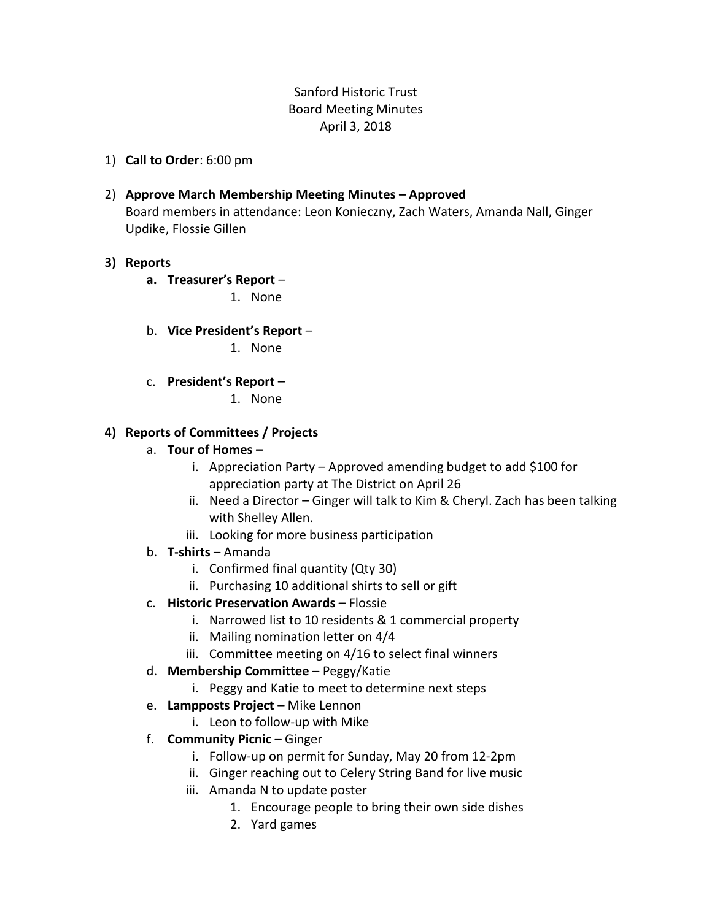Sanford Historic Trust
Board Meeting Minutes
April 3, 2018

1) **Call to Order**: 6:00 pm

2) **Approve March Membership Meeting Minutes – Approved**
   Board members in attendance: Leon Konieczny, Zach Waters, Amanda Nall, Ginger Updike, Flossie Gillen

3) **Reports**
   a. **Treasurer's Report** –
      1. None

   b. **Vice President's Report** –
      1. None

   c. **President's Report** –
      1. None

4) **Reports of Committees / Projects**
   a. **Tour of Homes –**
      i. Appreciation Party – Approved amending budget to add $100 for appreciation party at The District on April 26
      ii. Need a Director – Ginger will talk to Kim & Cheryl. Zach has been talking with Shelley Allen.
      iii. Looking for more business participation
   b. **T-shirts** – Amanda
      i. Confirmed final quantity (Qty 30)
      ii. Purchasing 10 additional shirts to sell or gift
   c. **Historic Preservation Awards –** Flossie
      i. Narrowed list to 10 residents & 1 commercial property
      ii. Mailing nomination letter on 4/4
      iii. Committee meeting on 4/16 to select final winners
   d. **Membership Committee** – Peggy/Katie
      i. Peggy and Katie to meet to determine next steps
   e. **Lampposts Project** – Mike Lennon
      i. Leon to follow-up with Mike
   f. **Community Picnic** – Ginger
      i. Follow-up on permit for Sunday, May 20 from 12-2pm
      ii. Ginger reaching out to Celery String Band for live music
      iii. Amanda N to update poster
         1. Encourage people to bring their own side dishes
         2. Yard games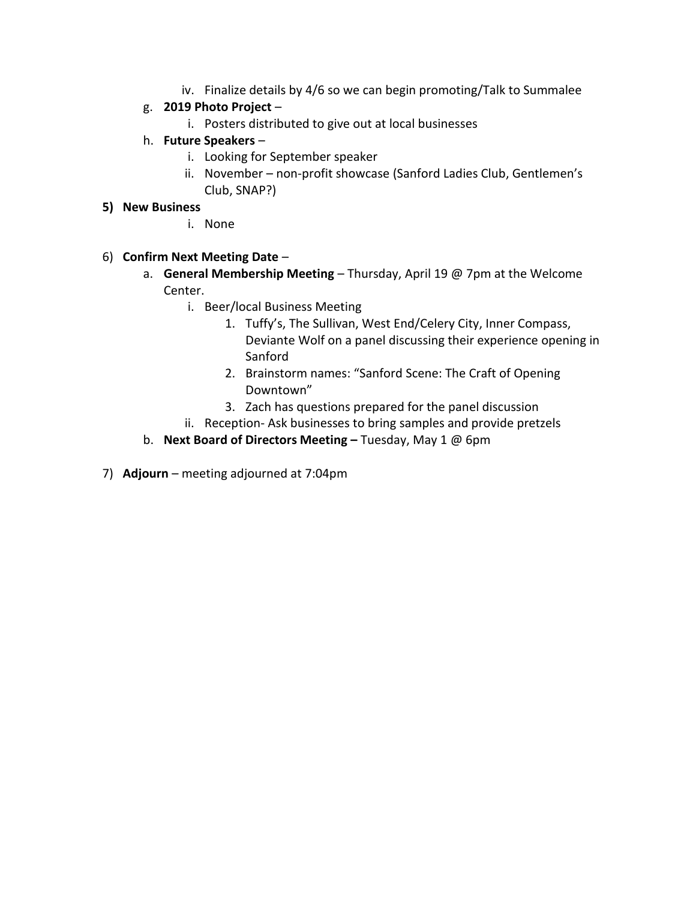iv. Finalize details by 4/6 so we can begin promoting/Talk to Summalee

g. **2019 Photo Project** –
   i. Posters distributed to give out at local businesses

h. **Future Speakers** –
   i. Looking for September speaker
   ii. November – non-profit showcase (Sanford Ladies Club, Gentlemen's Club, SNAP?)

**5) New Business**

   i. None

6) **Confirm Next Meeting Date** –

   a. **General Membership Meeting** – Thursday, April 19 @ 7pm at the Welcome Center.
      i. Beer/local Business Meeting
         1. Tuffy's, The Sullivan, West End/Celery City, Inner Compass, Deviante Wolf on a panel discussing their experience opening in Sanford
         2. Brainstorm names: "Sanford Scene: The Craft of Opening Downtown"
         3. Zach has questions prepared for the panel discussion
      ii. Reception- Ask businesses to bring samples and provide pretzels

   b. **Next Board of Directors Meeting –** Tuesday, May 1 @ 6pm

7) **Adjourn** – meeting adjourned at 7:04pm